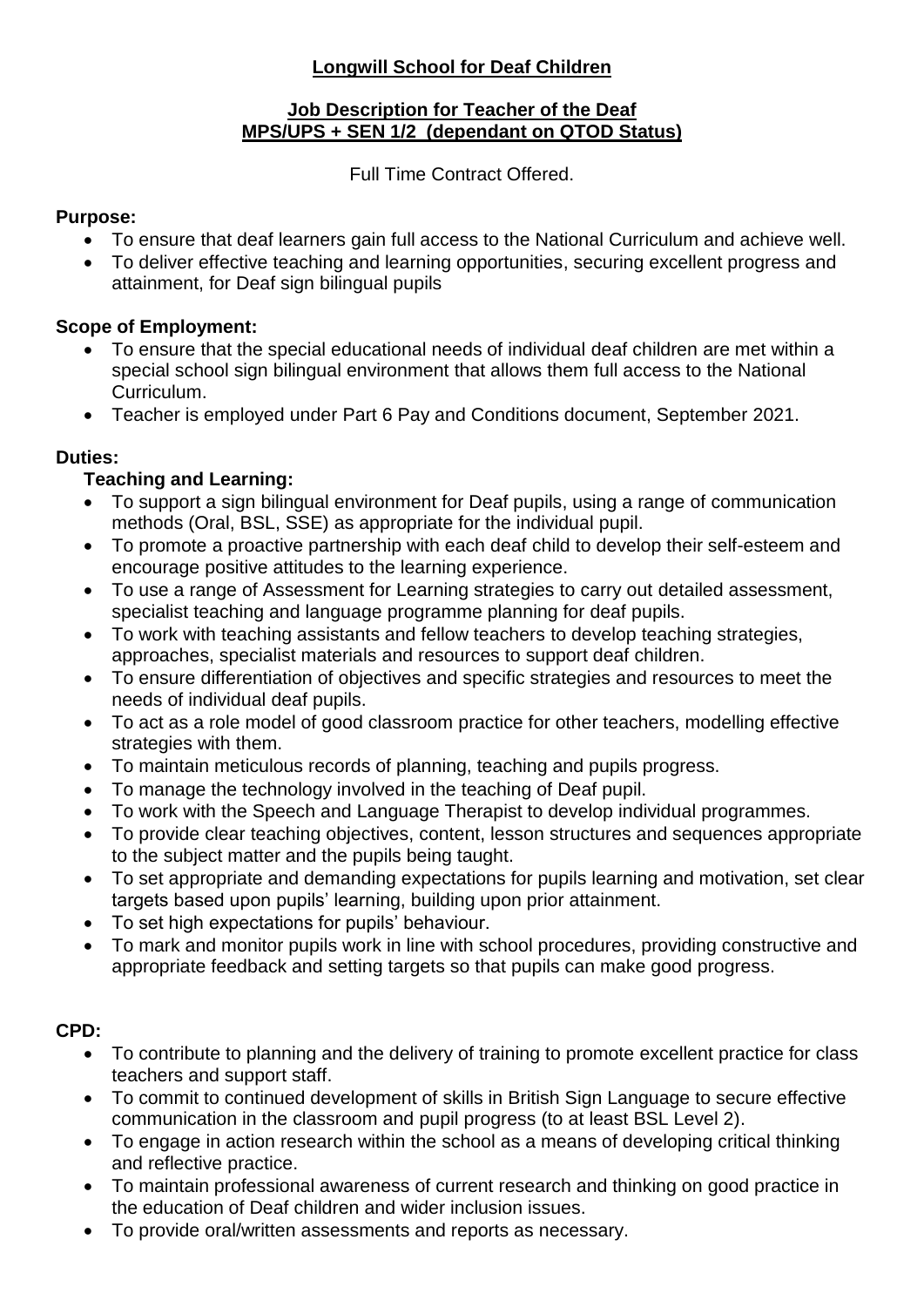# Longwill School for Deaf Children

## Job Description for Teacher of the Deaf
## MPS/UPS + SEN 1/2 (dependant on QTOD Status)

Full Time Contract Offered.

**Purpose:**

- To ensure that deaf learners gain full access to the National Curriculum and achieve well.
- To deliver effective teaching and learning opportunities, securing excellent progress and attainment, for Deaf sign bilingual pupils

**Scope of Employment:**

- To ensure that the special educational needs of individual deaf children are met within a special school sign bilingual environment that allows them full access to the National Curriculum.
- Teacher is employed under Part 6 Pay and Conditions document, September 2021.

**Duties:**

**Teaching and Learning:**

- To support a sign bilingual environment for Deaf pupils, using a range of communication methods (Oral, BSL, SSE) as appropriate for the individual pupil.
- To promote a proactive partnership with each deaf child to develop their self-esteem and encourage positive attitudes to the learning experience.
- To use a range of Assessment for Learning strategies to carry out detailed assessment, specialist teaching and language programme planning for deaf pupils.
- To work with teaching assistants and fellow teachers to develop teaching strategies, approaches, specialist materials and resources to support deaf children.
- To ensure differentiation of objectives and specific strategies and resources to meet the needs of individual deaf pupils.
- To act as a role model of good classroom practice for other teachers, modelling effective strategies with them.
- To maintain meticulous records of planning, teaching and pupils progress.
- To manage the technology involved in the teaching of Deaf pupil.
- To work with the Speech and Language Therapist to develop individual programmes.
- To provide clear teaching objectives, content, lesson structures and sequences appropriate to the subject matter and the pupils being taught.
- To set appropriate and demanding expectations for pupils learning and motivation, set clear targets based upon pupils' learning, building upon prior attainment.
- To set high expectations for pupils' behaviour.
- To mark and monitor pupils work in line with school procedures, providing constructive and appropriate feedback and setting targets so that pupils can make good progress.

**CPD:**

- To contribute to planning and the delivery of training to promote excellent practice for class teachers and support staff.
- To commit to continued development of skills in British Sign Language to secure effective communication in the classroom and pupil progress (to at least BSL Level 2).
- To engage in action research within the school as a means of developing critical thinking and reflective practice.
- To maintain professional awareness of current research and thinking on good practice in the education of Deaf children and wider inclusion issues.
- To provide oral/written assessments and reports as necessary.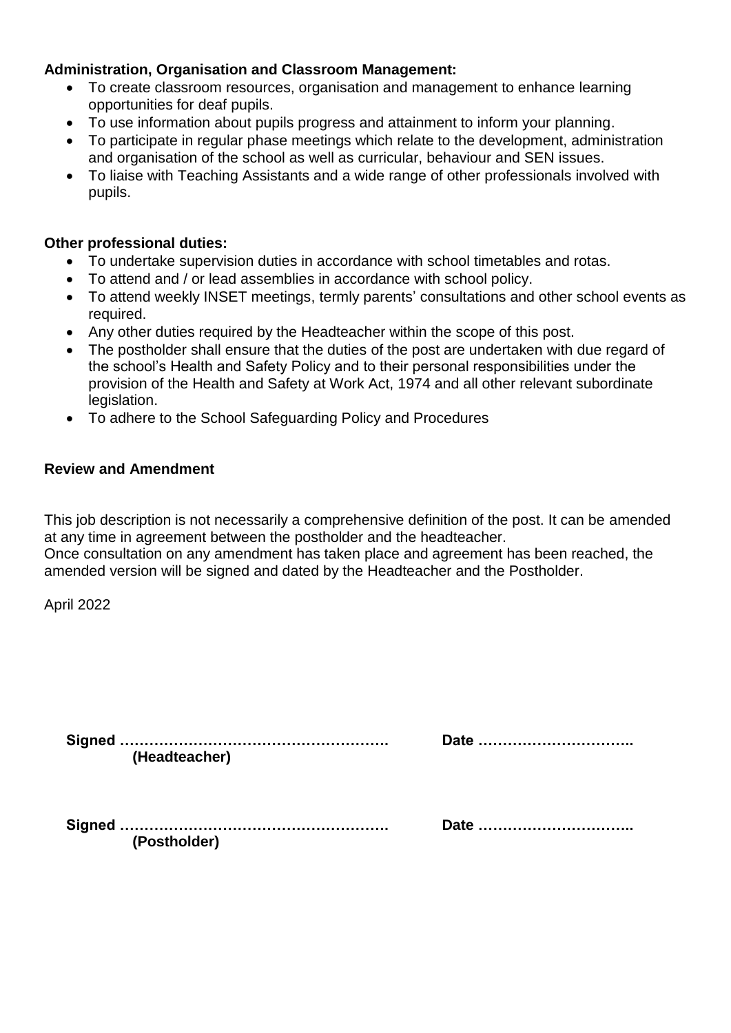**Administration, Organisation and Classroom Management:**

- To create classroom resources, organisation and management to enhance learning opportunities for deaf pupils.
- To use information about pupils progress and attainment to inform your planning.
- To participate in regular phase meetings which relate to the development, administration and organisation of the school as well as curricular, behaviour and SEN issues.
- To liaise with Teaching Assistants and a wide range of other professionals involved with pupils.

**Other professional duties:**

- To undertake supervision duties in accordance with school timetables and rotas.
- To attend and / or lead assemblies in accordance with school policy.
- To attend weekly INSET meetings, termly parents' consultations and other school events as required.
- Any other duties required by the Headteacher within the scope of this post.
- The postholder shall ensure that the duties of the post are undertaken with due regard of the school's Health and Safety Policy and to their personal responsibilities under the provision of the Health and Safety at Work Act, 1974 and all other relevant subordinate legislation.
- To adhere to the School Safeguarding Policy and Procedures

**Review and Amendment**

This job description is not necessarily a comprehensive definition of the post. It can be amended at any time in agreement between the postholder and the headteacher.
Once consultation on any amendment has taken place and agreement has been reached, the amended version will be signed and dated by the Headteacher and the Postholder.

April 2022

**Signed ……………………………………………….** **Date …………………………..**
**(Headteacher)**

**Signed ……………………………………………….** **Date …………………………..**
**(Postholder)**